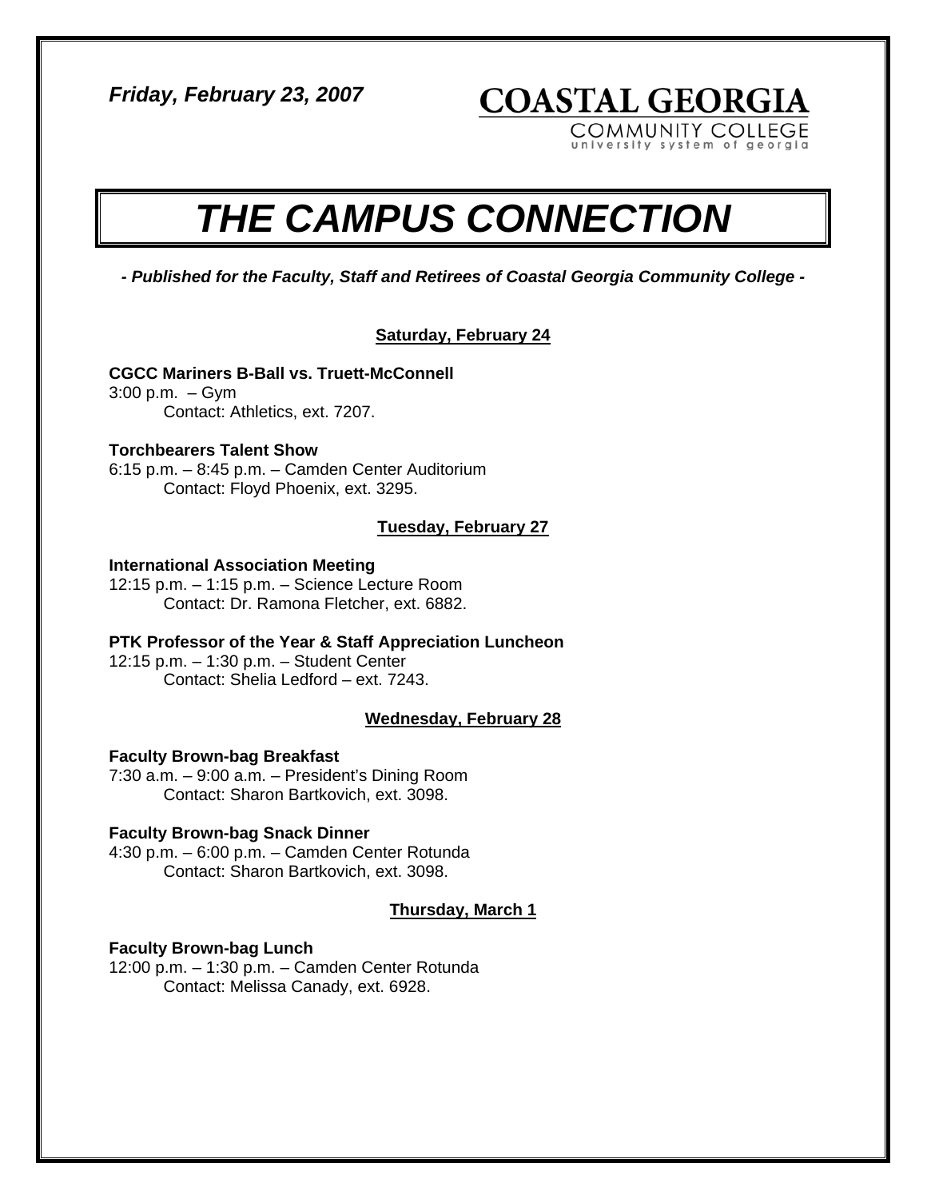*Friday, February 23, 2007*

**COASTAL GEORGIA**
COMMUNITY COLLEGE
university system of georgia

# *THE CAMPUS CONNECTION*

***- Published for the Faculty, Staff and Retirees of Coastal Georgia Community College -***

## Saturday, February 24

**CGCC Mariners B-Ball vs. Truett-McConnell**
3:00 p.m. – Gym
Contact: Athletics, ext. 7207.

**Torchbearers Talent Show**
6:15 p.m. – 8:45 p.m. – Camden Center Auditorium
Contact: Floyd Phoenix, ext. 3295.

## Tuesday, February 27

**International Association Meeting**
12:15 p.m. – 1:15 p.m. – Science Lecture Room
Contact: Dr. Ramona Fletcher, ext. 6882.

**PTK Professor of the Year & Staff Appreciation Luncheon**
12:15 p.m. – 1:30 p.m. – Student Center
Contact: Shelia Ledford – ext. 7243.

## Wednesday, February 28

**Faculty Brown-bag Breakfast**
7:30 a.m. – 9:00 a.m. – President's Dining Room
Contact: Sharon Bartkovich, ext. 3098.

**Faculty Brown-bag Snack Dinner**
4:30 p.m. – 6:00 p.m. – Camden Center Rotunda
Contact: Sharon Bartkovich, ext. 3098.

## Thursday, March 1

**Faculty Brown-bag Lunch**
12:00 p.m. – 1:30 p.m. – Camden Center Rotunda
Contact: Melissa Canady, ext. 6928.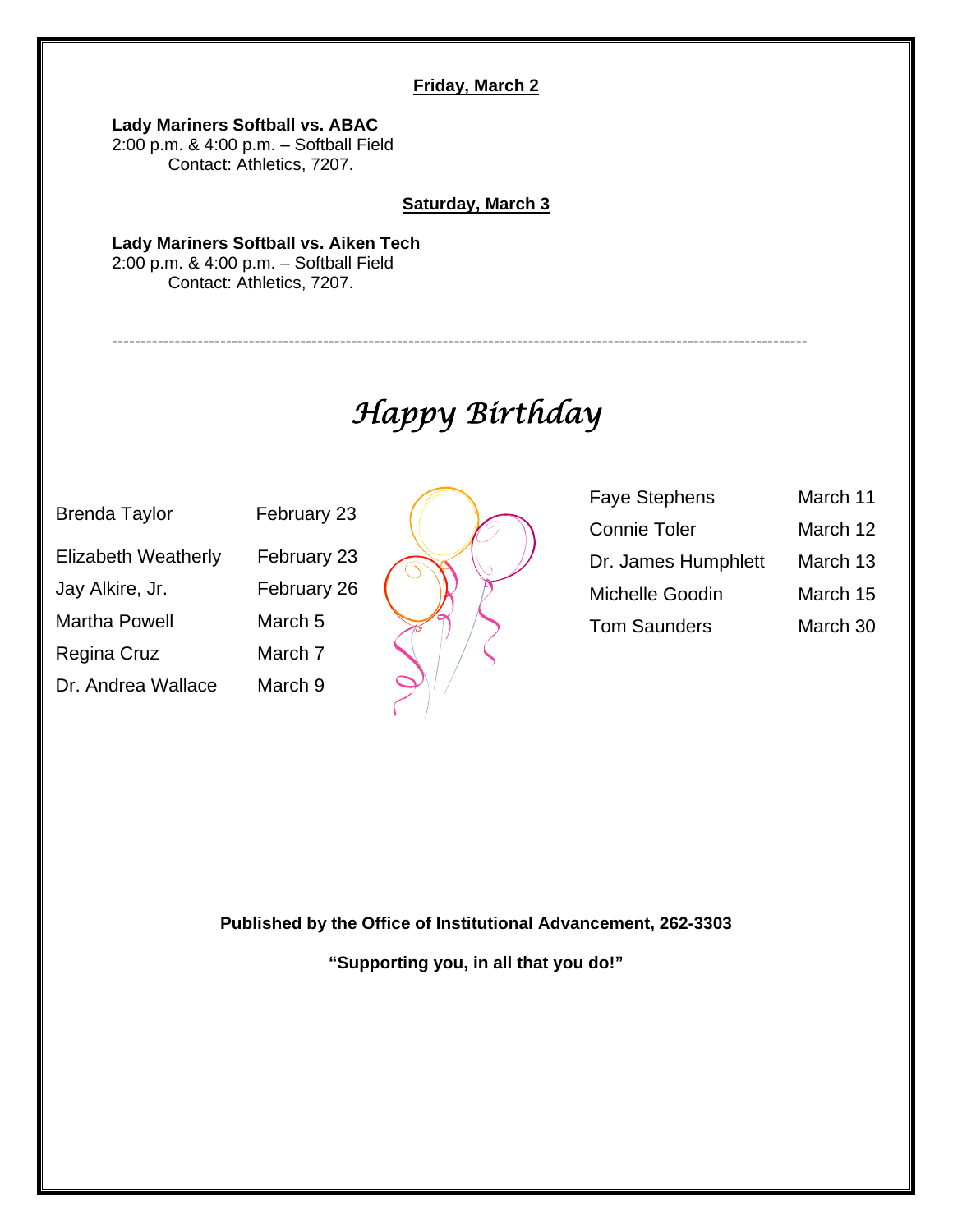**Friday, March 2**

**Lady Mariners Softball vs. ABAC**
2:00 p.m. & 4:00 p.m. – Softball Field
Contact: Athletics, 7207.

**Saturday, March 3**

**Lady Mariners Softball vs. Aiken Tech**
2:00 p.m. & 4:00 p.m. – Softball Field
Contact: Athletics, 7207.

---

# *Happy Birthday*

| | |
|---|---|
| Brenda Taylor | February 23 |
| Elizabeth Weatherly | February 23 |
| Jay Alkire, Jr. | February 26 |
| Martha Powell | March 5 |
| Regina Cruz | March 7 |
| Dr. Andrea Wallace | March 9 |
| Faye Stephens | March 11 |
| Connie Toler | March 12 |
| Dr. James Humphlett | March 13 |
| Michelle Goodin | March 15 |
| Tom Saunders | March 30 |

**Published by the Office of Institutional Advancement, 262-3303**

**"Supporting you, in all that you do!"**